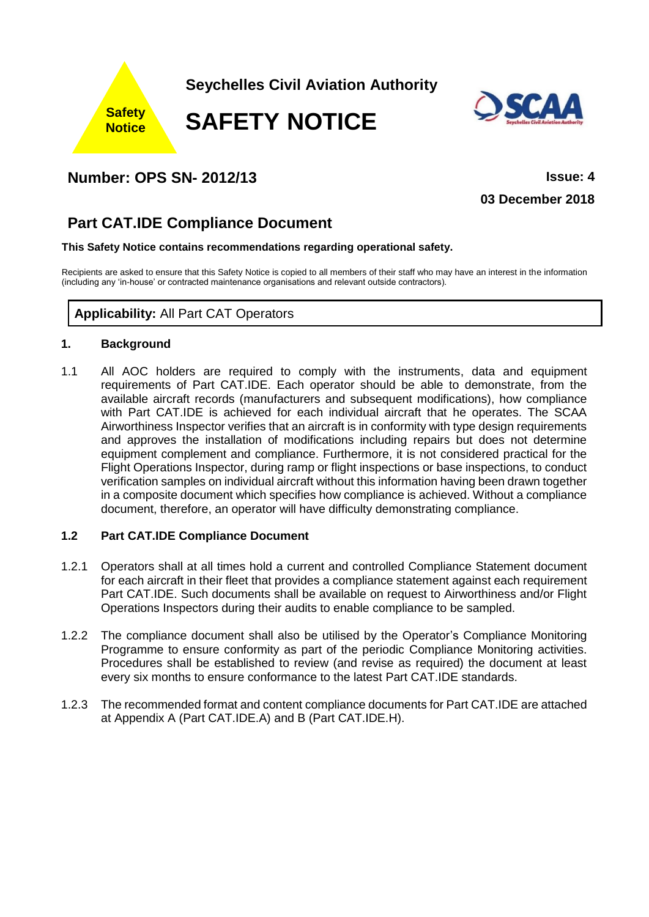Safety Notice

**Seychelles Civil Aviation Authority**

# SAFETY NOTICE

## Number: OPS SN- 2012/13

**Issue: 4**

**03 December 2018**

## Part CAT.IDE Compliance Document

**This Safety Notice contains recommendations regarding operational safety.**

Recipients are asked to ensure that this Safety Notice is copied to all members of their staff who may have an interest in the information (including any 'in-house' or contracted maintenance organisations and relevant outside contractors).

**Applicability:** All Part CAT Operators

### 1. Background

1.1 All AOC holders are required to comply with the instruments, data and equipment requirements of Part CAT.IDE. Each operator should be able to demonstrate, from the available aircraft records (manufacturers and subsequent modifications), how compliance with Part CAT.IDE is achieved for each individual aircraft that he operates. The SCAA Airworthiness Inspector verifies that an aircraft is in conformity with type design requirements and approves the installation of modifications including repairs but does not determine equipment complement and compliance. Furthermore, it is not considered practical for the Flight Operations Inspector, during ramp or flight inspections or base inspections, to conduct verification samples on individual aircraft without this information having been drawn together in a composite document which specifies how compliance is achieved. Without a compliance document, therefore, an operator will have difficulty demonstrating compliance.

### 1.2 Part CAT.IDE Compliance Document

1.2.1 Operators shall at all times hold a current and controlled Compliance Statement document for each aircraft in their fleet that provides a compliance statement against each requirement Part CAT.IDE. Such documents shall be available on request to Airworthiness and/or Flight Operations Inspectors during their audits to enable compliance to be sampled.

1.2.2 The compliance document shall also be utilised by the Operator's Compliance Monitoring Programme to ensure conformity as part of the periodic Compliance Monitoring activities. Procedures shall be established to review (and revise as required) the document at least every six months to ensure conformance to the latest Part CAT.IDE standards.

1.2.3 The recommended format and content compliance documents for Part CAT.IDE are attached at Appendix A (Part CAT.IDE.A) and B (Part CAT.IDE.H).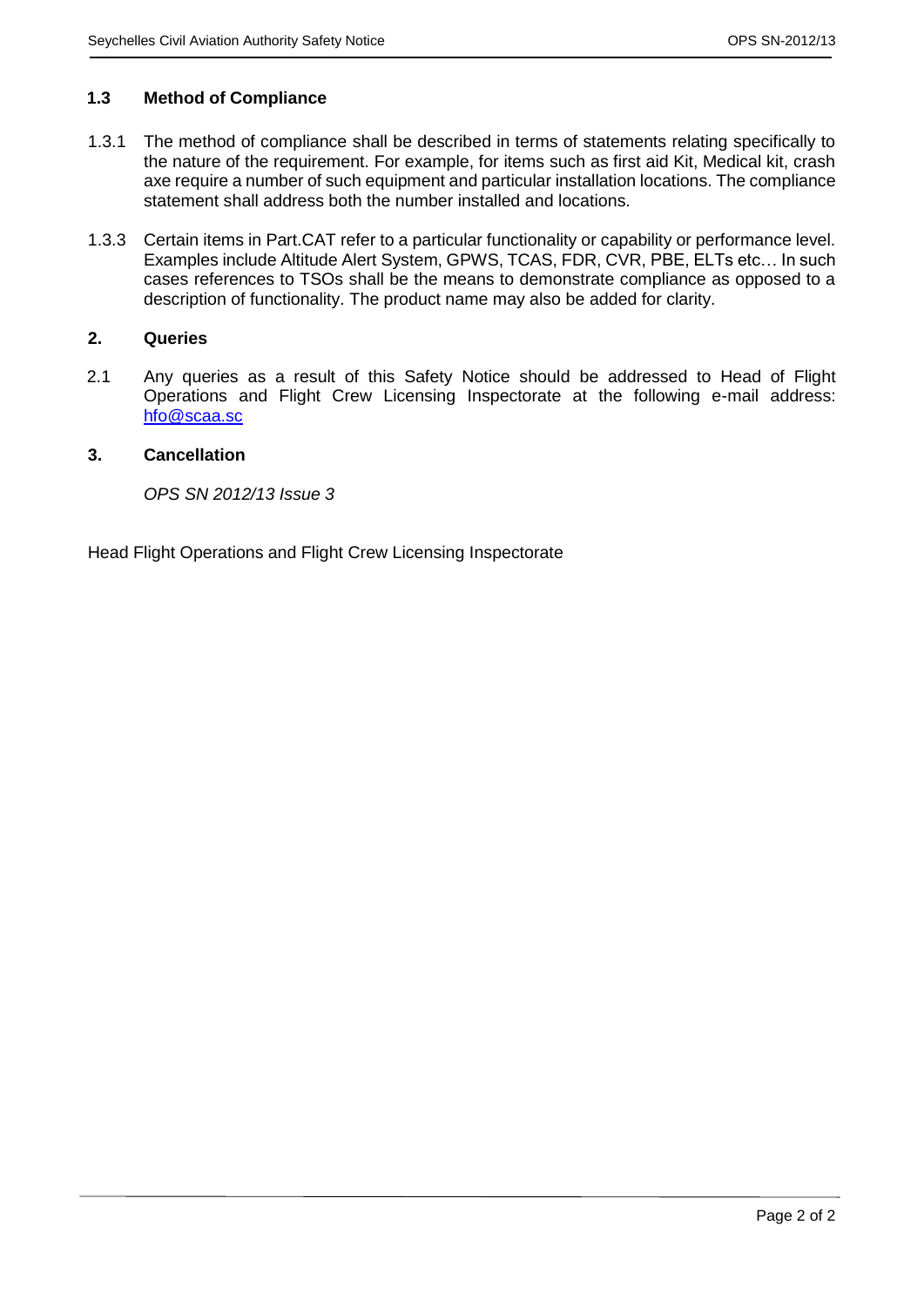### 1.3 Method of Compliance

1.3.1 The method of compliance shall be described in terms of statements relating specifically to the nature of the requirement. For example, for items such as first aid Kit, Medical kit, crash axe require a number of such equipment and particular installation locations. The compliance statement shall address both the number installed and locations.

1.3.3 Certain items in Part.CAT refer to a particular functionality or capability or performance level. Examples include Altitude Alert System, GPWS, TCAS, FDR, CVR, PBE, ELTs etc… In such cases references to TSOs shall be the means to demonstrate compliance as opposed to a description of functionality. The product name may also be added for clarity.

## 2. Queries

2.1 Any queries as a result of this Safety Notice should be addressed to Head of Flight Operations and Flight Crew Licensing Inspectorate at the following e-mail address: [hfo@scaa.sc](mailto:hfo@scaa.sc)

## 3. Cancellation

*OPS SN 2012/13 Issue 3*

Head Flight Operations and Flight Crew Licensing Inspectorate